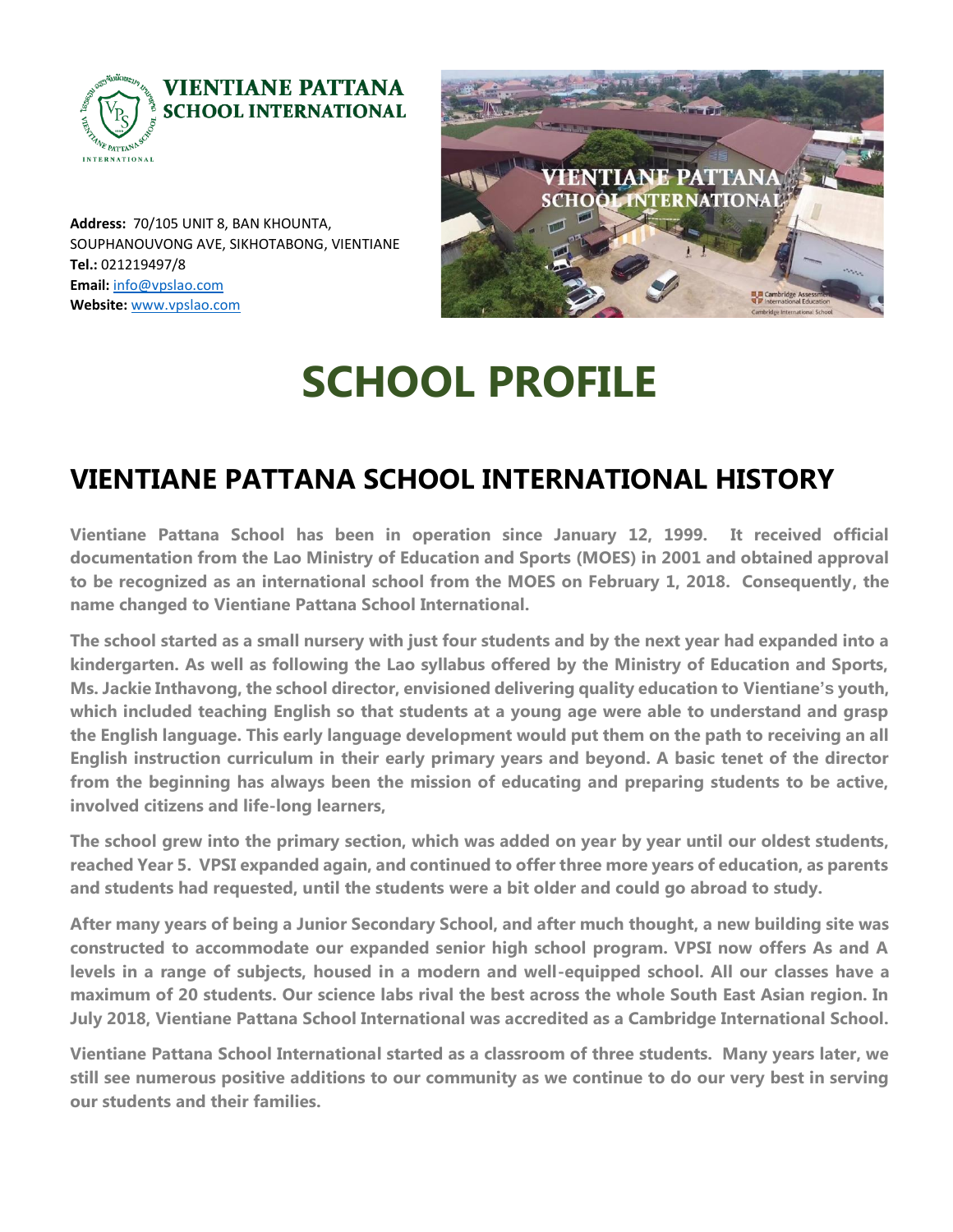**VIENTIANE PATTANA SCHOOL INTERNATIONAL**

**Address:** 70/105 UNIT 8, BAN KHOUNTA, SOUPHANOUVONG AVE, SIKHOTABONG, VIENTIANE
**Tel.:** 021219497/8
**Email:** info@vpslao.com
**Website:** www.vpslao.com

# SCHOOL PROFILE

## VIENTIANE PATTANA SCHOOL INTERNATIONAL HISTORY

**Vientiane Pattana School has been in operation since January 12, 1999. It received official documentation from the Lao Ministry of Education and Sports (MOES) in 2001 and obtained approval to be recognized as an international school from the MOES on February 1, 2018. Consequently, the name changed to Vientiane Pattana School International.**

**The school started as a small nursery with just four students and by the next year had expanded into a kindergarten. As well as following the Lao syllabus offered by the Ministry of Education and Sports, Ms. Jackie Inthavong, the school director, envisioned delivering quality education to Vientiane's youth, which included teaching English so that students at a young age were able to understand and grasp the English language. This early language development would put them on the path to receiving an all English instruction curriculum in their early primary years and beyond. A basic tenet of the director from the beginning has always been the mission of educating and preparing students to be active, involved citizens and life-long learners,**

**The school grew into the primary section, which was added on year by year until our oldest students, reached Year 5. VPSI expanded again, and continued to offer three more years of education, as parents and students had requested, until the students were a bit older and could go abroad to study.**

**After many years of being a Junior Secondary School, and after much thought, a new building site was constructed to accommodate our expanded senior high school program. VPSI now offers As and A levels in a range of subjects, housed in a modern and well-equipped school. All our classes have a maximum of 20 students. Our science labs rival the best across the whole South East Asian region. In July 2018, Vientiane Pattana School International was accredited as a Cambridge International School.**

**Vientiane Pattana School International started as a classroom of three students. Many years later, we still see numerous positive additions to our community as we continue to do our very best in serving our students and their families.**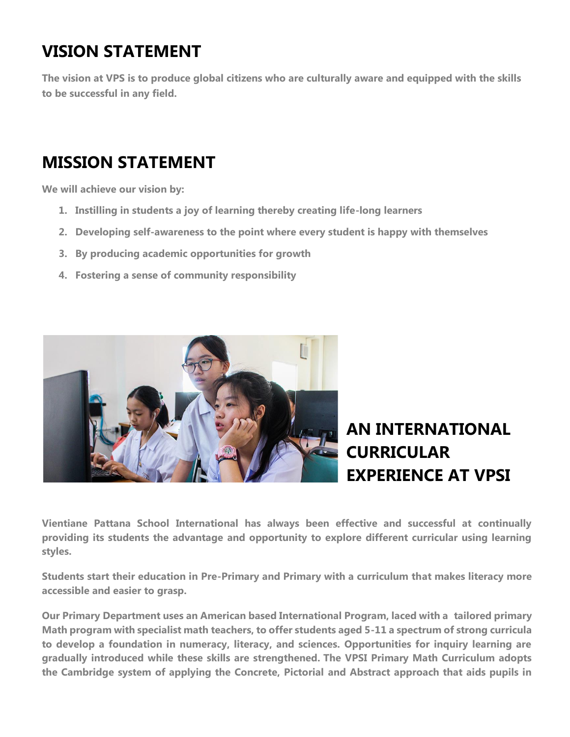## VISION STATEMENT

**The vision at VPS is to produce global citizens who are culturally aware and equipped with the skills to be successful in any field.**

## MISSION STATEMENT

**We will achieve our vision by:**

1. **Instilling in students a joy of learning thereby creating life-long learners**
2. **Developing self-awareness to the point where every student is happy with themselves**
3. **By producing academic opportunities for growth**
4. **Fostering a sense of community responsibility**

## AN INTERNATIONAL CURRICULAR EXPERIENCE AT VPSI

**Vientiane Pattana School International has always been effective and successful at continually providing its students the advantage and opportunity to explore different curricular using learning styles.**

**Students start their education in Pre-Primary and Primary with a curriculum that makes literacy more accessible and easier to grasp.**

**Our Primary Department uses an American based International Program, laced with a tailored primary Math program with specialist math teachers, to offer students aged 5-11 a spectrum of strong curricula to develop a foundation in numeracy, literacy, and sciences. Opportunities for inquiry learning are gradually introduced while these skills are strengthened. The VPSI Primary Math Curriculum adopts the Cambridge system of applying the Concrete, Pictorial and Abstract approach that aids pupils in**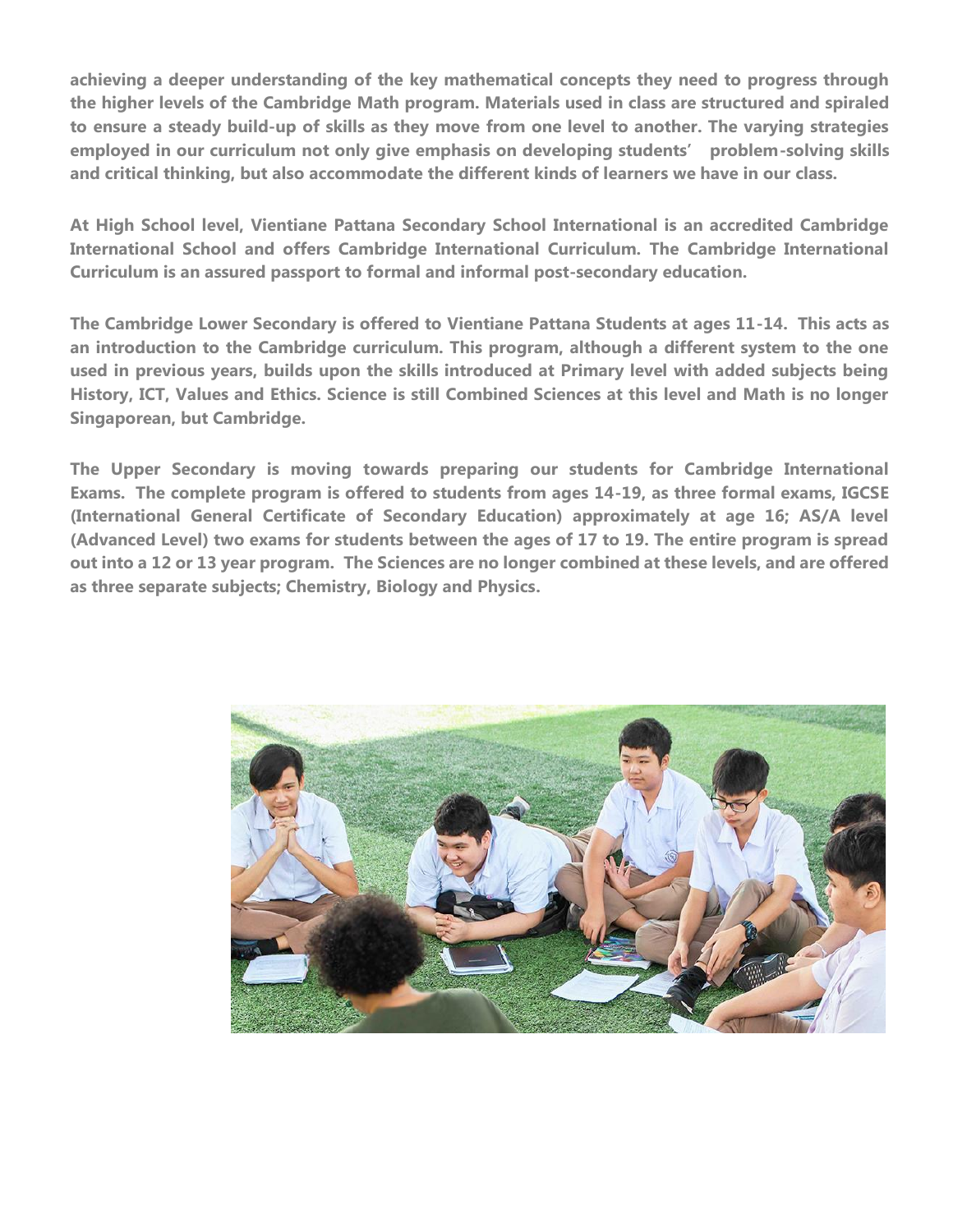achieving a deeper understanding of the key mathematical concepts they need to progress through the higher levels of the Cambridge Math program. Materials used in class are structured and spiraled to ensure a steady build-up of skills as they move from one level to another. The varying strategies employed in our curriculum not only give emphasis on developing students' problem-solving skills and critical thinking, but also accommodate the different kinds of learners we have in our class.

At High School level, Vientiane Pattana Secondary School International is an accredited Cambridge International School and offers Cambridge International Curriculum. The Cambridge International Curriculum is an assured passport to formal and informal post-secondary education.

The Cambridge Lower Secondary is offered to Vientiane Pattana Students at ages 11-14. This acts as an introduction to the Cambridge curriculum. This program, although a different system to the one used in previous years, builds upon the skills introduced at Primary level with added subjects being History, ICT, Values and Ethics. Science is still Combined Sciences at this level and Math is no longer Singaporean, but Cambridge.

The Upper Secondary is moving towards preparing our students for Cambridge International Exams. The complete program is offered to students from ages 14-19, as three formal exams, IGCSE (International General Certificate of Secondary Education) approximately at age 16; AS/A level (Advanced Level) two exams for students between the ages of 17 to 19. The entire program is spread out into a 12 or 13 year program. The Sciences are no longer combined at these levels, and are offered as three separate subjects; Chemistry, Biology and Physics.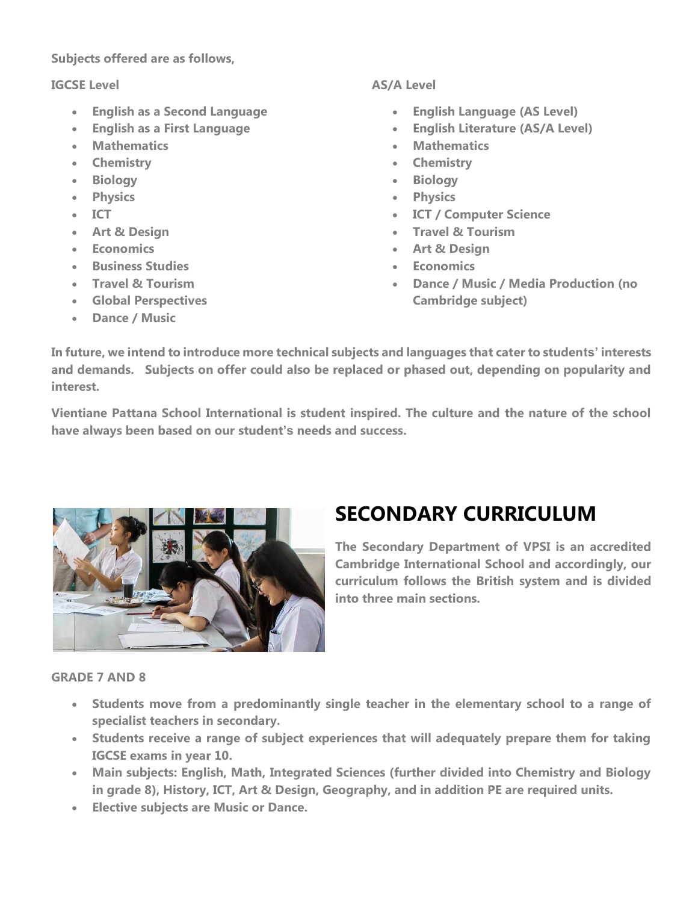**Subjects offered are as follows,**

**IGCSE Level**

- **English as a Second Language**
- **English as a First Language**
- **Mathematics**
- **Chemistry**
- **Biology**
- **Physics**
- **ICT**
- **Art & Design**
- **Economics**
- **Business Studies**
- **Travel & Tourism**
- **Global Perspectives**
- **Dance / Music**

**AS/A Level**

- **English Language (AS Level)**
- **English Literature (AS/A Level)**
- **Mathematics**
- **Chemistry**
- **Biology**
- **Physics**
- **ICT / Computer Science**
- **Travel & Tourism**
- **Art & Design**
- **Economics**
- **Dance / Music / Media Production (no Cambridge subject)**

**In future, we intend to introduce more technical subjects and languages that cater to students' interests and demands. Subjects on offer could also be replaced or phased out, depending on popularity and interest.**

**Vientiane Pattana School International is student inspired. The culture and the nature of the school have always been based on our student's needs and success.**

# SECONDARY CURRICULUM

**The Secondary Department of VPSI is an accredited Cambridge International School and accordingly, our curriculum follows the British system and is divided into three main sections.**

**GRADE 7 AND 8**

- **Students move from a predominantly single teacher in the elementary school to a range of specialist teachers in secondary.**
- **Students receive a range of subject experiences that will adequately prepare them for taking IGCSE exams in year 10.**
- **Main subjects: English, Math, Integrated Sciences (further divided into Chemistry and Biology in grade 8), History, ICT, Art & Design, Geography, and in addition PE are required units.**
- **Elective subjects are Music or Dance.**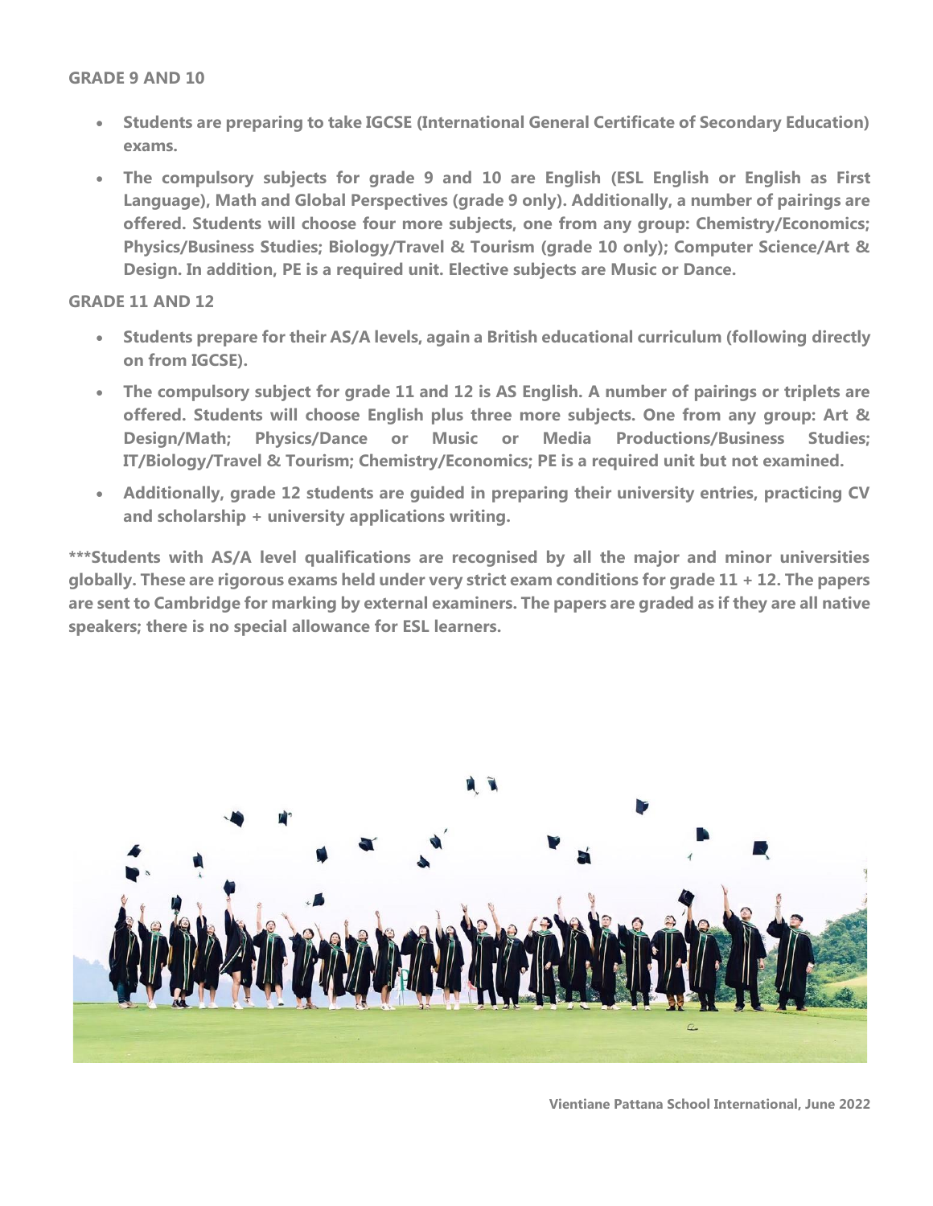**GRADE 9 AND 10**

- **Students are preparing to take IGCSE (International General Certificate of Secondary Education) exams.**
- **The compulsory subjects for grade 9 and 10 are English (ESL English or English as First Language), Math and Global Perspectives (grade 9 only). Additionally, a number of pairings are offered. Students will choose four more subjects, one from any group: Chemistry/Economics; Physics/Business Studies; Biology/Travel & Tourism (grade 10 only); Computer Science/Art & Design. In addition, PE is a required unit. Elective subjects are Music or Dance.**

**GRADE 11 AND 12**

- **Students prepare for their AS/A levels, again a British educational curriculum (following directly on from IGCSE).**
- **The compulsory subject for grade 11 and 12 is AS English. A number of pairings or triplets are offered. Students will choose English plus three more subjects. One from any group: Art & Design/Math; Physics/Dance or Music or Media Productions/Business Studies; IT/Biology/Travel & Tourism; Chemistry/Economics; PE is a required unit but not examined.**
- **Additionally, grade 12 students are guided in preparing their university entries, practicing CV and scholarship + university applications writing.**

**\*\*\*Students with AS/A level qualifications are recognised by all the major and minor universities globally. These are rigorous exams held under very strict exam conditions for grade 11 + 12. The papers are sent to Cambridge for marking by external examiners. The papers are graded as if they are all native speakers; there is no special allowance for ESL learners.**

**Vientiane Pattana School International, June 2022**